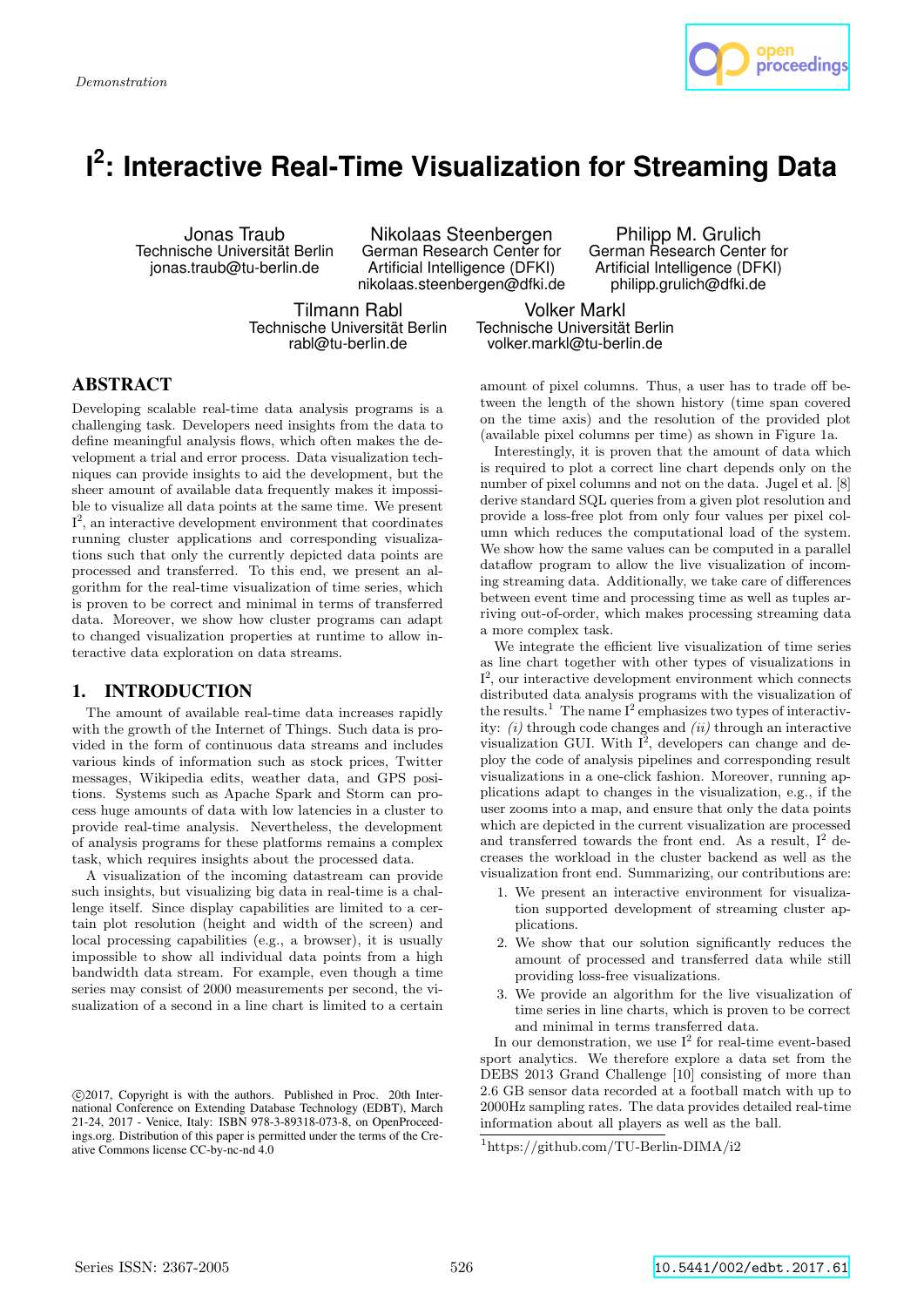Demonstration

# $I^2$: Interactive Real-Time Visualization for Streaming Data

Jonas Traub
Technische Universität Berlin
jonas.traub@tu-berlin.de

Nikolaas Steenbergen
German Research Center for Artificial Intelligence (DFKI)
nikolaas.steenbergen@dfki.de

Philipp M. Grulich
German Research Center for Artificial Intelligence (DFKI)
philipp.grulich@dfki.de

Tilmann Rabl
Technische Universität Berlin
rabl@tu-berlin.de

Volker Markl
Technische Universität Berlin
volker.markl@tu-berlin.de

## ABSTRACT

Developing scalable real-time data analysis programs is a challenging task. Developers need insights from the data to define meaningful analysis flows, which often makes the development a trial and error process. Data visualization techniques can provide insights to aid the development, but the sheer amount of available data frequently makes it impossible to visualize all data points at the same time. We present $I^2$, an interactive development environment that coordinates running cluster applications and corresponding visualizations such that only the currently depicted data points are processed and transferred. To this end, we present an algorithm for the real-time visualization of time series, which is proven to be correct and minimal in terms of transferred data. Moreover, we show how cluster programs can adapt to changed visualization properties at runtime to allow interactive data exploration on data streams.

## 1. INTRODUCTION

The amount of available real-time data increases rapidly with the growth of the Internet of Things. Such data is provided in the form of continuous data streams and includes various kinds of information such as stock prices, Twitter messages, Wikipedia edits, weather data, and GPS positions. Systems such as Apache Spark and Storm can process huge amounts of data with low latencies in a cluster to provide real-time analysis. Nevertheless, the development of analysis programs for these platforms remains a complex task, which requires insights about the processed data.

A visualization of the incoming datastream can provide such insights, but visualizing big data in real-time is a challenge itself. Since display capabilities are limited to a certain plot resolution (height and width of the screen) and local processing capabilities (e.g., a browser), it is usually impossible to show all individual data points from a high bandwidth data stream. For example, even though a time series may consist of 2000 measurements per second, the visualization of a second in a line chart is limited to a certain amount of pixel columns. Thus, a user has to trade off between the length of the shown history (time span covered on the time axis) and the resolution of the provided plot (available pixel columns per time) as shown in Figure 1a.

Interestingly, it is proven that the amount of data which is required to plot a correct line chart depends only on the number of pixel columns and not on the data. Jugel et al. [8] derive standard SQL queries from a given plot resolution and provide a loss-free plot from only four values per pixel column which reduces the computational load of the system. We show how the same values can be computed in a parallel dataflow program to allow the live visualization of incoming streaming data. Additionally, we take care of differences between event time and processing time as well as tuples arriving out-of-order, which makes processing streaming data a more complex task.

We integrate the efficient live visualization of time series as line chart together with other types of visualizations in $I^2$, our interactive development environment which connects distributed data analysis programs with the visualization of the results.[1] The name $I^2$ emphasizes two types of interactivity: *(i)* through code changes and *(ii)* through an interactive visualization GUI. With $I^2$, developers can change and deploy the code of analysis pipelines and corresponding result visualizations in a one-click fashion. Moreover, running applications adapt to changes in the visualization, e.g., if the user zooms into a map, and ensure that only the data points which are depicted in the current visualization are processed and transferred towards the front end. As a result, $I^2$ decreases the workload in the cluster backend as well as the visualization front end. Summarizing, our contributions are:

1. We present an interactive environment for visualization supported development of streaming cluster applications.
2. We show that our solution significantly reduces the amount of processed and transferred data while still providing loss-free visualizations.
3. We provide an algorithm for the live visualization of time series in line charts, which is proven to be correct and minimal in terms transferred data.

In our demonstration, we use $I^2$ for real-time event-based sport analytics. We therefore explore a data set from the DEBS 2013 Grand Challenge [10] consisting of more than 2.6 GB sensor data recorded at a football match with up to 2000Hz sampling rates. The data provides detailed real-time information about all players as well as the ball.

[1] https://github.com/TU-Berlin-DIMA/i2

©2017, Copyright is with the authors. Published in Proc. 20th International Conference on Extending Database Technology (EDBT), March 21-24, 2017 - Venice, Italy: ISBN 978-3-89318-073-8, on OpenProceedings.org. Distribution of this paper is permitted under the terms of the Creative Commons license CC-by-nc-nd 4.0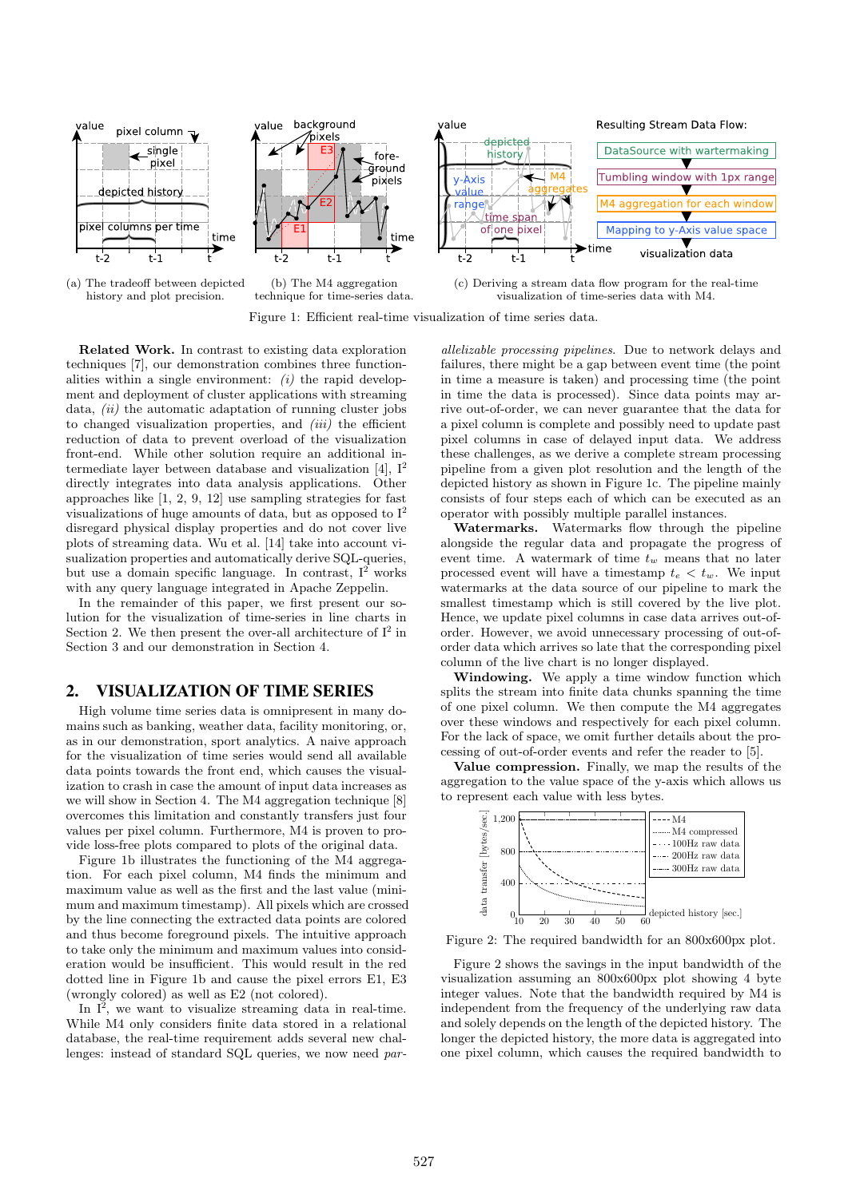(a) The tradeoff between depicted history and plot precision.

(b) The M4 aggregation technique for time-series data.

(c) Deriving a stream data flow program for the real-time visualization of time-series data with M4.

Figure 1: Efficient real-time visualization of time series data.

**Related Work.** In contrast to existing data exploration techniques [7], our demonstration combines three functionalities within a single environment: *(i)* the rapid development and deployment of cluster applications with streaming data, *(ii)* the automatic adaptation of running cluster jobs to changed visualization properties, and *(iii)* the efficient reduction of data to prevent overload of the visualization front-end. While other solution require an additional intermediate layer between database and visualization [4], $I^2$ directly integrates into data analysis applications. Other approaches like [1, 2, 9, 12] use sampling strategies for fast visualizations of huge amounts of data, but as opposed to $I^2$ disregard physical display properties and do not cover live plots of streaming data. Wu et al. [14] take into account visualization properties and automatically derive SQL-queries, but use a domain specific language. In contrast, $I^2$ works with any query language integrated in Apache Zeppelin.

In the remainder of this paper, we first present our solution for the visualization of time-series in line charts in Section 2. We then present the over-all architecture of $I^2$ in Section 3 and our demonstration in Section 4.

## 2. VISUALIZATION OF TIME SERIES

High volume time series data is omnipresent in many domains such as banking, weather data, facility monitoring, or, as in our demonstration, sport analytics. A naive approach for the visualization of time series would send all available data points towards the front end, which causes the visualization to crash in case the amount of input data increases as we will show in Section 4. The M4 aggregation technique [8] overcomes this limitation and constantly transfers just four values per pixel column. Furthermore, M4 is proven to provide loss-free plots compared to plots of the original data.

Figure 1b illustrates the functioning of the M4 aggregation. For each pixel column, M4 finds the minimum and maximum value as well as the first and the last value (minimum and maximum timestamp). All pixels which are crossed by the line connecting the extracted data points are colored and thus become foreground pixels. The intuitive approach to take only the minimum and maximum values into consideration would be insufficient. This would result in the red dotted line in Figure 1b and cause the pixel errors E1, E3 (wrongly colored) as well as E2 (not colored).

In $I^2$, we want to visualize streaming data in real-time. While M4 only considers finite data stored in a relational database, the real-time requirement adds several new challenges: instead of standard SQL queries, we now need *parallelizable processing pipelines*. Due to network delays and failures, there might be a gap between event time (the point in time a measure is taken) and processing time (the point in time the data is processed). Since data points may arrive out-of-order, we can never guarantee that the data for a pixel column is complete and possibly need to update past pixel columns in case of delayed input data. We address these challenges, as we derive a complete stream processing pipeline from a given plot resolution and the length of the depicted history as shown in Figure 1c. The pipeline mainly consists of four steps each of which can be executed as an operator with possibly multiple parallel instances.

**Watermarks.** Watermarks flow through the pipeline alongside the regular data and propagate the progress of event time. A watermark of time $t_w$ means that no later processed event will have a timestamp $t_e < t_w$. We input watermarks at the data source of our pipeline to mark the smallest timestamp which is still covered by the live plot. Hence, we update pixel columns in case data arrives out-of-order. However, we avoid unnecessary processing of out-of-order data which arrives so late that the corresponding pixel column of the live chart is no longer displayed.

**Windowing.** We apply a time window function which splits the stream into finite data chunks spanning the time of one pixel column. We then compute the M4 aggregates over these windows and respectively for each pixel column. For the lack of space, we omit further details about the processing of out-of-order events and refer the reader to [5].

**Value compression.** Finally, we map the results of the aggregation to the value space of the y-axis which allows us to represent each value with less bytes.

Figure 2: The required bandwidth for an 800x600px plot.

Figure 2 shows the savings in the input bandwidth of the visualization assuming an 800x600px plot showing 4 byte integer values. Note that the bandwidth required by M4 is independent from the frequency of the underlying raw data and solely depends on the length of the depicted history. The longer the depicted history, the more data is aggregated into one pixel column, which causes the required bandwidth to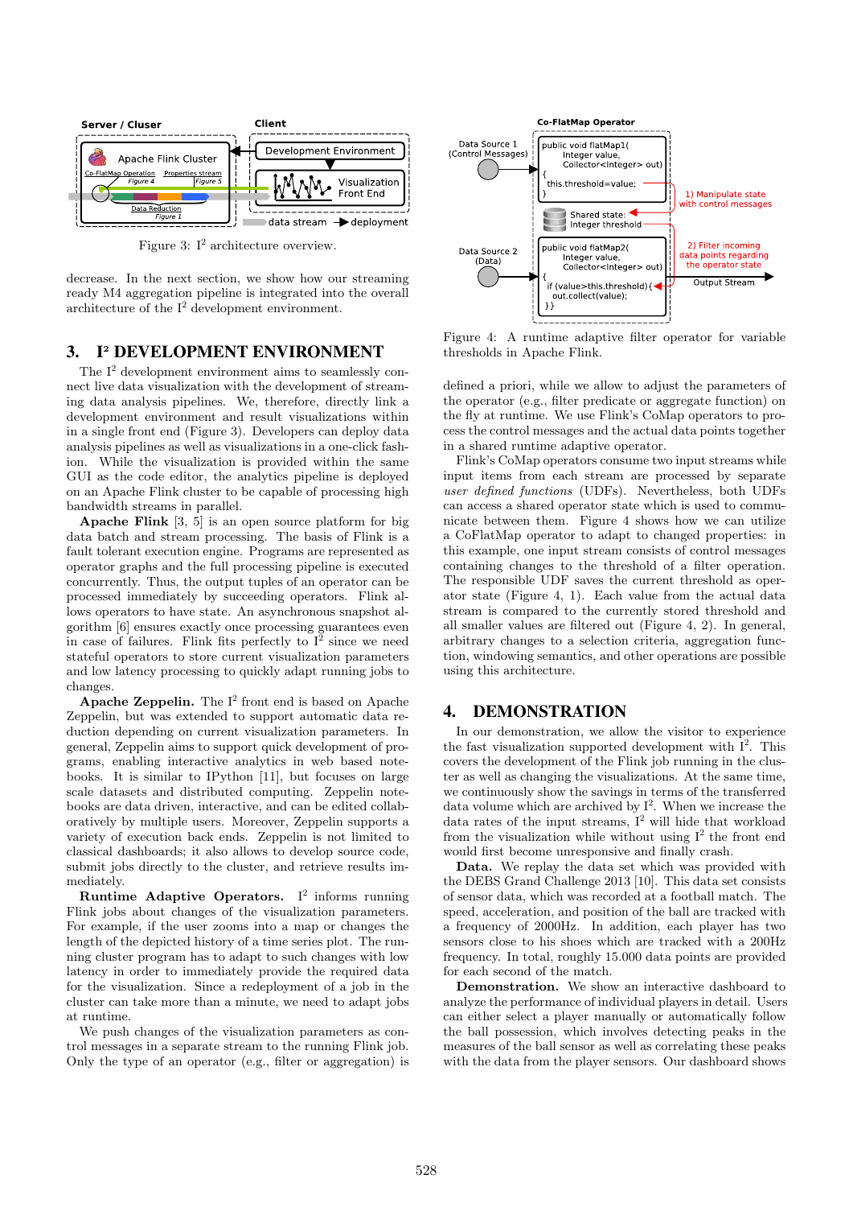Figure 3: I² architecture overview.

decrease. In the next section, we show how our streaming ready M4 aggregation pipeline is integrated into the overall architecture of the I² development environment.

## 3. I² DEVELOPMENT ENVIRONMENT

The I² development environment aims to seamlessly connect live data visualization with the development of streaming data analysis pipelines. We, therefore, directly link a development environment and result visualizations within in a single front end (Figure 3). Developers can deploy data analysis pipelines as well as visualizations in a one-click fashion. While the visualization is provided within the same GUI as the code editor, the analytics pipeline is deployed on an Apache Flink cluster to be capable of processing high bandwidth streams in parallel.

**Apache Flink** [3, 5] is an open source platform for big data batch and stream processing. The basis of Flink is a fault tolerant execution engine. Programs are represented as operator graphs and the full processing pipeline is executed concurrently. Thus, the output tuples of an operator can be processed immediately by succeeding operators. Flink allows operators to have state. An asynchronous snapshot algorithm [6] ensures exactly once processing guarantees even in case of failures. Flink fits perfectly to I² since we need stateful operators to store current visualization parameters and low latency processing to quickly adapt running jobs to changes.

**Apache Zeppelin.** The I² front end is based on Apache Zeppelin, but was extended to support automatic data reduction depending on current visualization parameters. In general, Zeppelin aims to support quick development of programs, enabling interactive analytics in web based notebooks. It is similar to IPython [11], but focuses on large scale datasets and distributed computing. Zeppelin notebooks are data driven, interactive, and can be edited collaboratively by multiple users. Moreover, Zeppelin supports a variety of execution back ends. Zeppelin is not limited to classical dashboards; it also allows to develop source code, submit jobs directly to the cluster, and retrieve results immediately.

**Runtime Adaptive Operators.** I² informs running Flink jobs about changes of the visualization parameters. For example, if the user zooms into a map or changes the length of the depicted history of a time series plot. The running cluster program has to adapt to such changes with low latency in order to immediately provide the required data for the visualization. Since a redeployment of a job in the cluster can take more than a minute, we need to adapt jobs at runtime.

We push changes of the visualization parameters as control messages in a separate stream to the running Flink job. Only the type of an operator (e.g., filter or aggregation) is defined a priori, while we allow to adjust the parameters of the operator (e.g., filter predicate or aggregate function) on the fly at runtime. We use Flink's CoMap operators to process the control messages and the actual data points together in a shared runtime adaptive operator.

Flink's CoMap operators consume two input streams while input items from each stream are processed by separate *user defined functions* (UDFs). Nevertheless, both UDFs can access a shared operator state which is used to communicate between them. Figure 4 shows how we can utilize a CoFlatMap operator to adapt to changed properties: in this example, one input stream consists of control messages containing changes to the threshold of a filter operation. The responsible UDF saves the current threshold as operator state (Figure 4, 1). Each value from the actual data stream is compared to the currently stored threshold and all smaller values are filtered out (Figure 4, 2). In general, arbitrary changes to a selection criteria, aggregation function, windowing semantics, and other operations are possible using this architecture.

Figure 4: A runtime adaptive filter operator for variable thresholds in Apache Flink.

## 4. DEMONSTRATION

In our demonstration, we allow the visitor to experience the fast visualization supported development with I². This covers the development of the Flink job running in the cluster as well as changing the visualizations. At the same time, we continuously show the savings in terms of the transferred data volume which are archived by I². When we increase the data rates of the input streams, I² will hide that workload from the visualization while without using I² the front end would first become unresponsive and finally crash.

**Data.** We replay the data set which was provided with the DEBS Grand Challenge 2013 [10]. This data set consists of sensor data, which was recorded at a football match. The speed, acceleration, and position of the ball are tracked with a frequency of 2000Hz. In addition, each player has two sensors close to his shoes which are tracked with a 200Hz frequency. In total, roughly 15.000 data points are provided for each second of the match.

**Demonstration.** We show an interactive dashboard to analyze the performance of individual players in detail. Users can either select a player manually or automatically follow the ball possession, which involves detecting peaks in the measures of the ball sensor as well as correlating these peaks with the data from the player sensors. Our dashboard shows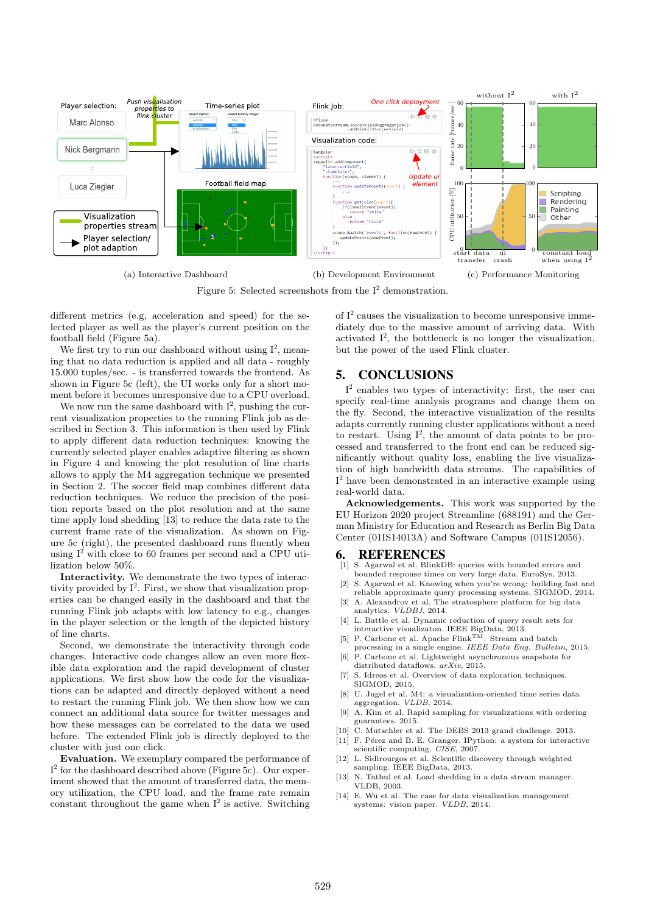Player selection:

Marc Alonso

Nick Bergmann

⋮

Luca Ziegler

Push visualisation properties to flink cluster

Time-series plot

Football field map

Visualization properties stream

Player selection/ plot adaption

(a) Interactive Dashboard

Flink Job:

One click deployment

Visualization code:

Update ui element

(b) Development Environment

without $I^2$

with $I^2$

frame rate [frames/sec.]

60

40

20

0

CPU utilization [%]

100

50

0

start data transfer

ui crash

constant load when using $I^2$

Scripting

Rendering

Painting

Other

(c) Performance Monitoring

Figure 5: Selected screenshots from the $I^2$ demonstration.

different metrics (e.g, acceleration and speed) for the selected player as well as the player's current position on the football field (Figure 5a).

We first try to run our dashboard without using $I^2$, meaning that no data reduction is applied and all data - roughly 15.000 tuples/sec. - is transferred towards the frontend. As shown in Figure 5c (left), the UI works only for a short moment before it becomes unresponsive due to a CPU overload.

We now run the same dashboard with $I^2$, pushing the current visualization properties to the running Flink job as described in Section 3. This information is then used by Flink to apply different data reduction techniques: knowing the currently selected player enables adaptive filtering as shown in Figure 4 and knowing the plot resolution of line charts allows to apply the M4 aggregation technique we presented in Section 2. The soccer field map combines different data reduction techniques. We reduce the precision of the position reports based on the plot resolution and at the same time apply load shedding [13] to reduce the data rate to the current frame rate of the visualization. As shown on Figure 5c (right), the presented dashboard runs fluently when using $I^2$ with close to 60 frames per second and a CPU utilization below 50%.

**Interactivity.** We demonstrate the two types of interactivity provided by $I^2$. First, we show that visualization properties can be changed easily in the dashboard and that the running Flink job adapts with low latency to e.g., changes in the player selection or the length of the depicted history of line charts.

Second, we demonstrate the interactivity through code changes. Interactive code changes allow an even more flexible data exploration and the rapid development of cluster applications. We first show how the code for the visualizations can be adapted and directly deployed without a need to restart the running Flink job. We then show how we can connect an additional data source for twitter messages and how these messages can be correlated to the data we used before. The extended Flink job is directly deployed to the cluster with just one click.

**Evaluation.** We exemplary compared the performance of $I^2$ for the dashboard described above (Figure 5c). Our experiment showed that the amount of transferred data, the memory utilization, the CPU load, and the frame rate remain constant throughout the game when $I^2$ is active. Switching of $I^2$ causes the visualization to become unresponsive immediately due to the massive amount of arriving data. With activated $I^2$, the bottleneck is no longer the visualization, but the power of the used Flink cluster.

## 5. CONCLUSIONS

$I^2$ enables two types of interactivity: first, the user can specify real-time analysis programs and change them on the fly. Second, the interactive visualization of the results adapts currently running cluster applications without a need to restart. Using $I^2$, the amount of data points to be processed and transferred to the front end can be reduced significantly without quality loss, enabling the live visualization of high bandwidth data streams. The capabilities of $I^2$ have been demonstrated in an interactive example using real-world data.

**Acknowledgements.** This work was supported by the EU Horizon 2020 project Streamline (688191) and the German Ministry for Education and Research as Berlin Big Data Center (01IS14013A) and Software Campus (01IS12056).

## 6. REFERENCES

[1] S. Agarwal et al. BlinkDB: queries with bounded errors and bounded response times on very large data. EuroSys, 2013.

[2] S. Agarwal et al. Knowing when you're wrong: building fast and reliable approximate query processing systems. SIGMOD, 2014.

[3] A. Alexandrov et al. The stratosphere platform for big data analytics. *VLDBJ*, 2014.

[4] L. Battle et al. Dynamic reduction of query result sets for interactive visualizaton. IEEE BigData, 2013.

[5] P. Carbone et al. Apache Flink™: Stream and batch processing in a single engine. *IEEE Data Eng. Bulletin*, 2015.

[6] P. Carbone et al. Lightweight asynchronous snapshots for distributed dataflows. *arXiv*, 2015.

[7] S. Idreos et al. Overview of data exploration techniques. SIGMOD, 2015.

[8] U. Jugel et al. M4: a visualization-oriented time series data aggregation. *VLDB*, 2014.

[9] A. Kim et al. Rapid sampling for visualizations with ordering guarantees. 2015.

[10] C. Mutschler et al. The DEBS 2013 grand challenge. 2013.

[11] F. Pérez and B. E. Granger. IPython: a system for interactive scientific computing. *CISE*, 2007.

[12] L. Sidirourgos et al. Scientific discovery through weighted sampling. IEEE BigData, 2013.

[13] N. Tatbul et al. Load shedding in a data stream manager. VLDB, 2003.

[14] E. Wu et al. The case for data visualization management systems: vision paper. *VLDB*, 2014.